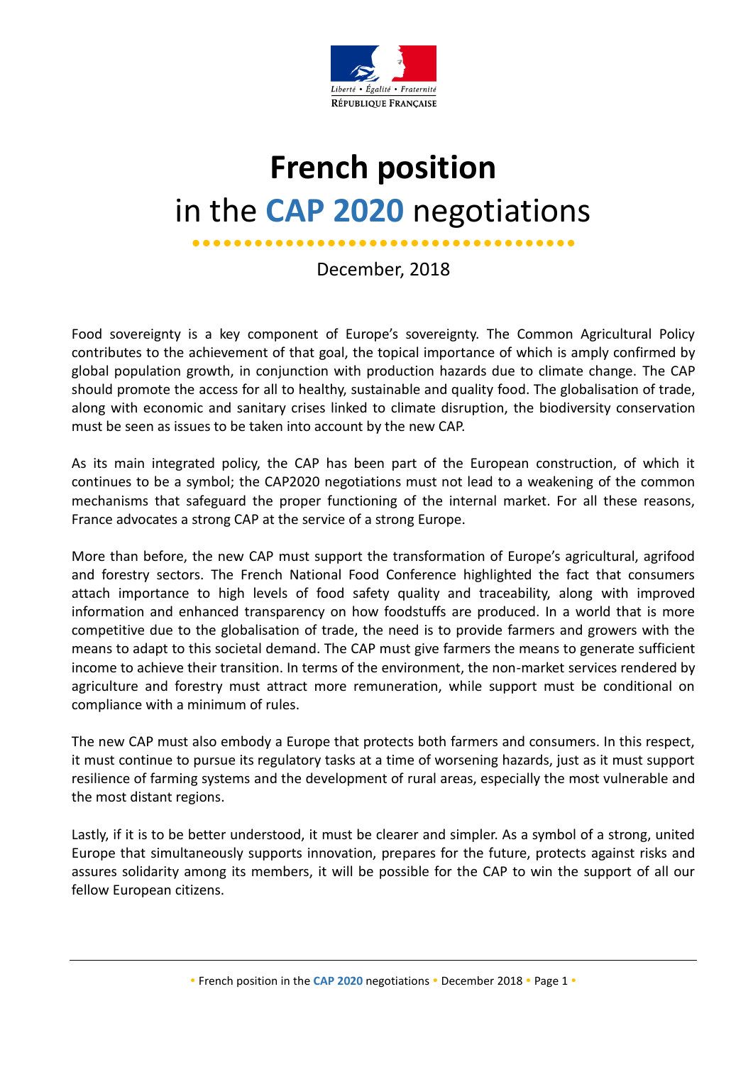Liberté • Égalité • Fraternité
RÉPUBLIQUE FRANÇAISE

# French position
## in the CAP 2020 negotiations

December, 2018

Food sovereignty is a key component of Europe's sovereignty. The Common Agricultural Policy contributes to the achievement of that goal, the topical importance of which is amply confirmed by global population growth, in conjunction with production hazards due to climate change. The CAP should promote the access for all to healthy, sustainable and quality food. The globalisation of trade, along with economic and sanitary crises linked to climate disruption, the biodiversity conservation must be seen as issues to be taken into account by the new CAP.

As its main integrated policy, the CAP has been part of the European construction, of which it continues to be a symbol; the CAP2020 negotiations must not lead to a weakening of the common mechanisms that safeguard the proper functioning of the internal market. For all these reasons, France advocates a strong CAP at the service of a strong Europe.

More than before, the new CAP must support the transformation of Europe's agricultural, agrifood and forestry sectors. The French National Food Conference highlighted the fact that consumers attach importance to high levels of food safety quality and traceability, along with improved information and enhanced transparency on how foodstuffs are produced. In a world that is more competitive due to the globalisation of trade, the need is to provide farmers and growers with the means to adapt to this societal demand. The CAP must give farmers the means to generate sufficient income to achieve their transition. In terms of the environment, the non-market services rendered by agriculture and forestry must attract more remuneration, while support must be conditional on compliance with a minimum of rules.

The new CAP must also embody a Europe that protects both farmers and consumers. In this respect, it must continue to pursue its regulatory tasks at a time of worsening hazards, just as it must support resilience of farming systems and the development of rural areas, especially the most vulnerable and the most distant regions.

Lastly, if it is to be better understood, it must be clearer and simpler. As a symbol of a strong, united Europe that simultaneously supports innovation, prepares for the future, protects against risks and assures solidarity among its members, it will be possible for the CAP to win the support of all our fellow European citizens.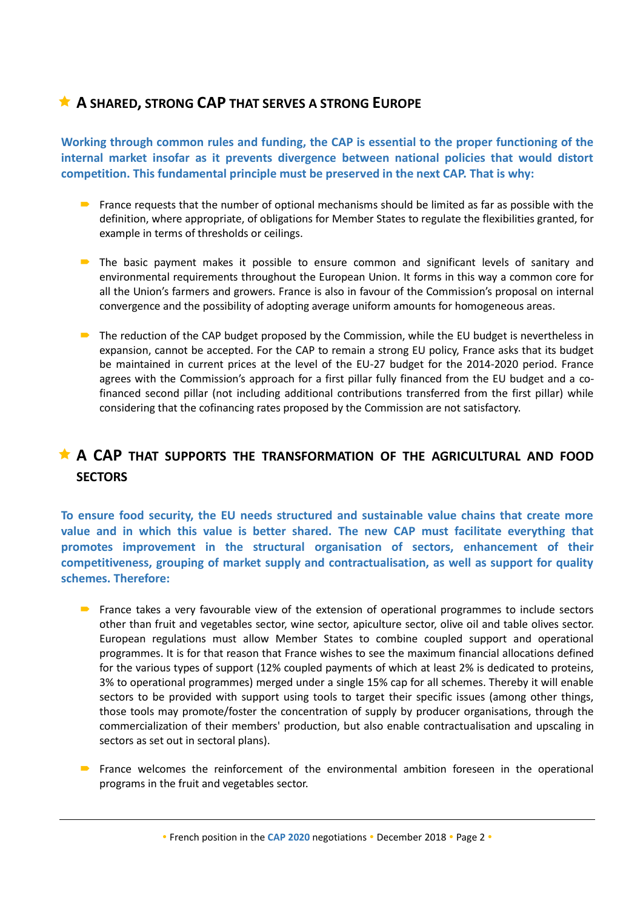## A SHARED, STRONG CAP THAT SERVES A STRONG EUROPE

**Working through common rules and funding, the CAP is essential to the proper functioning of the internal market insofar as it prevents divergence between national policies that would distort competition. This fundamental principle must be preserved in the next CAP. That is why:**

- France requests that the number of optional mechanisms should be limited as far as possible with the definition, where appropriate, of obligations for Member States to regulate the flexibilities granted, for example in terms of thresholds or ceilings.

- The basic payment makes it possible to ensure common and significant levels of sanitary and environmental requirements throughout the European Union. It forms in this way a common core for all the Union's farmers and growers. France is also in favour of the Commission's proposal on internal convergence and the possibility of adopting average uniform amounts for homogeneous areas.

- The reduction of the CAP budget proposed by the Commission, while the EU budget is nevertheless in expansion, cannot be accepted. For the CAP to remain a strong EU policy, France asks that its budget be maintained in current prices at the level of the EU-27 budget for the 2014-2020 period. France agrees with the Commission's approach for a first pillar fully financed from the EU budget and a co-financed second pillar (not including additional contributions transferred from the first pillar) while considering that the cofinancing rates proposed by the Commission are not satisfactory.

## A CAP THAT SUPPORTS THE TRANSFORMATION OF THE AGRICULTURAL AND FOOD SECTORS

**To ensure food security, the EU needs structured and sustainable value chains that create more value and in which this value is better shared. The new CAP must facilitate everything that promotes improvement in the structural organisation of sectors, enhancement of their competitiveness, grouping of market supply and contractualisation, as well as support for quality schemes. Therefore:**

- France takes a very favourable view of the extension of operational programmes to include sectors other than fruit and vegetables sector, wine sector, apiculture sector, olive oil and table olives sector. European regulations must allow Member States to combine coupled support and operational programmes. It is for that reason that France wishes to see the maximum financial allocations defined for the various types of support (12% coupled payments of which at least 2% is dedicated to proteins, 3% to operational programmes) merged under a single 15% cap for all schemes. Thereby it will enable sectors to be provided with support using tools to target their specific issues (among other things, those tools may promote/foster the concentration of supply by producer organisations, through the commercialization of their members' production, but also enable contractualisation and upscaling in sectors as set out in sectoral plans).

- France welcomes the reinforcement of the environmental ambition foreseen in the operational programs in the fruit and vegetables sector.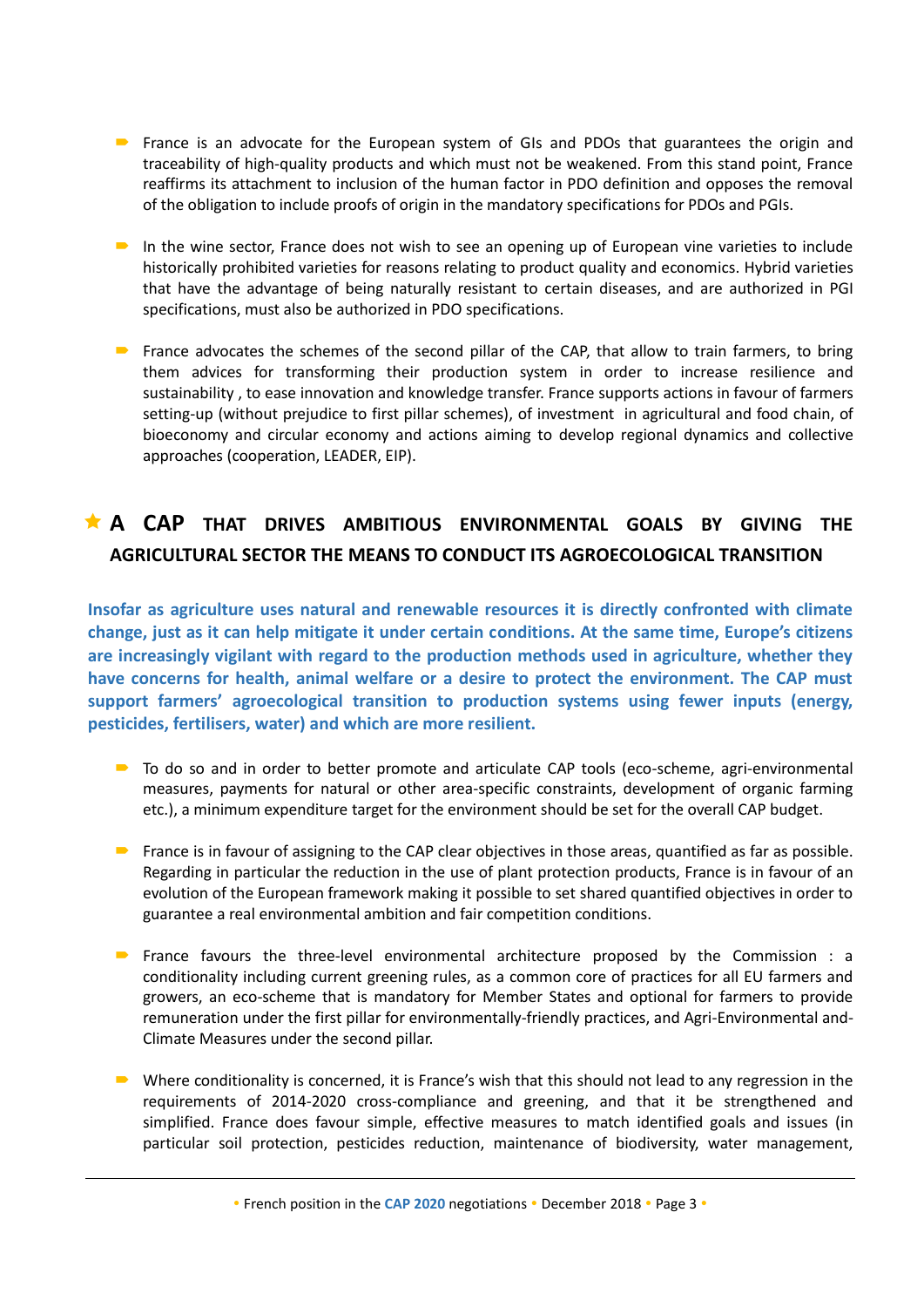- France is an advocate for the European system of GIs and PDOs that guarantees the origin and traceability of high-quality products and which must not be weakened. From this stand point, France reaffirms its attachment to inclusion of the human factor in PDO definition and opposes the removal of the obligation to include proofs of origin in the mandatory specifications for PDOs and PGIs.

- In the wine sector, France does not wish to see an opening up of European vine varieties to include historically prohibited varieties for reasons relating to product quality and economics. Hybrid varieties that have the advantage of being naturally resistant to certain diseases, and are authorized in PGI specifications, must also be authorized in PDO specifications.

- France advocates the schemes of the second pillar of the CAP, that allow to train farmers, to bring them advices for transforming their production system in order to increase resilience and sustainability , to ease innovation and knowledge transfer. France supports actions in favour of farmers setting-up (without prejudice to first pillar schemes), of investment in agricultural and food chain, of bioeconomy and circular economy and actions aiming to develop regional dynamics and collective approaches (cooperation, LEADER, EIP).

## ★ A CAP THAT DRIVES AMBITIOUS ENVIRONMENTAL GOALS BY GIVING THE AGRICULTURAL SECTOR THE MEANS TO CONDUCT ITS AGROECOLOGICAL TRANSITION

**Insofar as agriculture uses natural and renewable resources it is directly confronted with climate change, just as it can help mitigate it under certain conditions. At the same time, Europe's citizens are increasingly vigilant with regard to the production methods used in agriculture, whether they have concerns for health, animal welfare or a desire to protect the environment. The CAP must support farmers' agroecological transition to production systems using fewer inputs (energy, pesticides, fertilisers, water) and which are more resilient.**

- To do so and in order to better promote and articulate CAP tools (eco-scheme, agri-environmental measures, payments for natural or other area-specific constraints, development of organic farming etc.), a minimum expenditure target for the environment should be set for the overall CAP budget.

- France is in favour of assigning to the CAP clear objectives in those areas, quantified as far as possible. Regarding in particular the reduction in the use of plant protection products, France is in favour of an evolution of the European framework making it possible to set shared quantified objectives in order to guarantee a real environmental ambition and fair competition conditions.

- France favours the three-level environmental architecture proposed by the Commission : a conditionality including current greening rules, as a common core of practices for all EU farmers and growers, an eco-scheme that is mandatory for Member States and optional for farmers to provide remuneration under the first pillar for environmentally-friendly practices, and Agri-Environmental and-Climate Measures under the second pillar.

- Where conditionality is concerned, it is France's wish that this should not lead to any regression in the requirements of 2014-2020 cross-compliance and greening, and that it be strengthened and simplified. France does favour simple, effective measures to match identified goals and issues (in particular soil protection, pesticides reduction, maintenance of biodiversity, water management,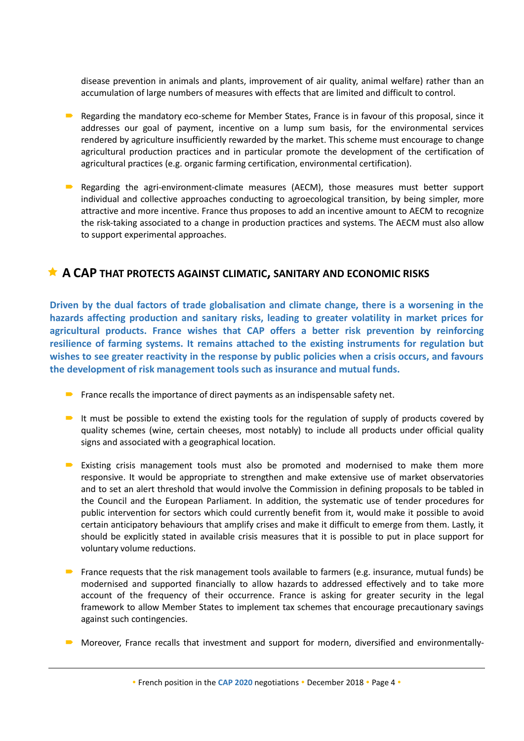disease prevention in animals and plants, improvement of air quality, animal welfare) rather than an accumulation of large numbers of measures with effects that are limited and difficult to control.

- Regarding the mandatory eco-scheme for Member States, France is in favour of this proposal, since it addresses our goal of payment, incentive on a lump sum basis, for the environmental services rendered by agriculture insufficiently rewarded by the market. This scheme must encourage to change agricultural production practices and in particular promote the development of the certification of agricultural practices (e.g. organic farming certification, environmental certification).

- Regarding the agri-environment-climate measures (AECM), those measures must better support individual and collective approaches conducting to agroecological transition, by being simpler, more attractive and more incentive. France thus proposes to add an incentive amount to AECM to recognize the risk-taking associated to a change in production practices and systems. The AECM must also allow to support experimental approaches.

## A CAP THAT PROTECTS AGAINST CLIMATIC, SANITARY AND ECONOMIC RISKS

**Driven by the dual factors of trade globalisation and climate change, there is a worsening in the hazards affecting production and sanitary risks, leading to greater volatility in market prices for agricultural products. France wishes that CAP offers a better risk prevention by reinforcing resilience of farming systems. It remains attached to the existing instruments for regulation but wishes to see greater reactivity in the response by public policies when a crisis occurs, and favours the development of risk management tools such as insurance and mutual funds.**

- France recalls the importance of direct payments as an indispensable safety net.

- It must be possible to extend the existing tools for the regulation of supply of products covered by quality schemes (wine, certain cheeses, most notably) to include all products under official quality signs and associated with a geographical location.

- Existing crisis management tools must also be promoted and modernised to make them more responsive. It would be appropriate to strengthen and make extensive use of market observatories and to set an alert threshold that would involve the Commission in defining proposals to be tabled in the Council and the European Parliament. In addition, the systematic use of tender procedures for public intervention for sectors which could currently benefit from it, would make it possible to avoid certain anticipatory behaviours that amplify crises and make it difficult to emerge from them. Lastly, it should be explicitly stated in available crisis measures that it is possible to put in place support for voluntary volume reductions.

- France requests that the risk management tools available to farmers (e.g. insurance, mutual funds) be modernised and supported financially to allow hazards to addressed effectively and to take more account of the frequency of their occurrence. France is asking for greater security in the legal framework to allow Member States to implement tax schemes that encourage precautionary savings against such contingencies.

- Moreover, France recalls that investment and support for modern, diversified and environmentally-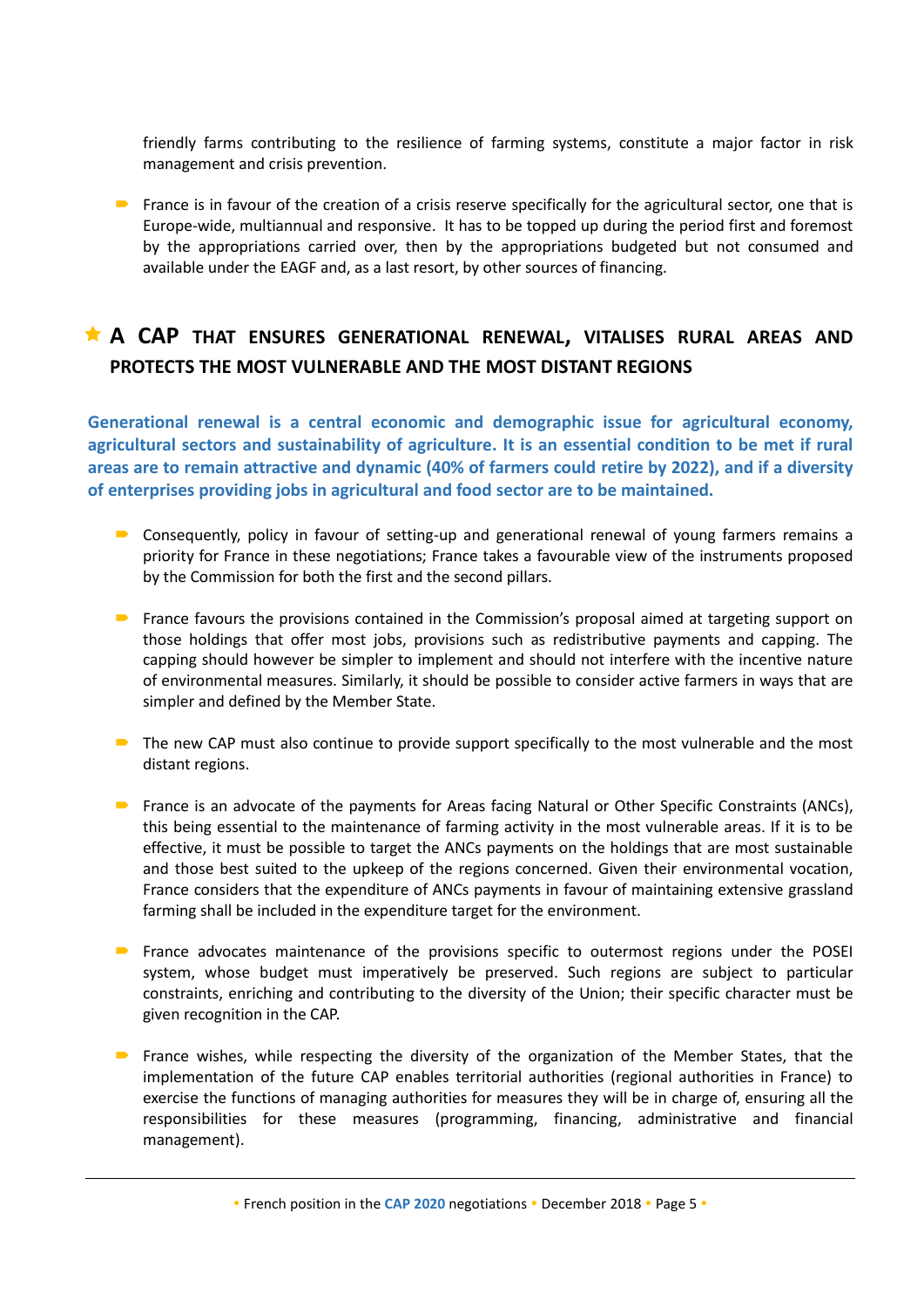friendly farms contributing to the resilience of farming systems, constitute a major factor in risk management and crisis prevention.

- France is in favour of the creation of a crisis reserve specifically for the agricultural sector, one that is Europe-wide, multiannual and responsive. It has to be topped up during the period first and foremost by the appropriations carried over, then by the appropriations budgeted but not consumed and available under the EAGF and, as a last resort, by other sources of financing.

## A CAP THAT ENSURES GENERATIONAL RENEWAL, VITALISES RURAL AREAS AND PROTECTS THE MOST VULNERABLE AND THE MOST DISTANT REGIONS

**Generational renewal is a central economic and demographic issue for agricultural economy, agricultural sectors and sustainability of agriculture. It is an essential condition to be met if rural areas are to remain attractive and dynamic (40% of farmers could retire by 2022), and if a diversity of enterprises providing jobs in agricultural and food sector are to be maintained.**

- Consequently, policy in favour of setting-up and generational renewal of young farmers remains a priority for France in these negotiations; France takes a favourable view of the instruments proposed by the Commission for both the first and the second pillars.

- France favours the provisions contained in the Commission's proposal aimed at targeting support on those holdings that offer most jobs, provisions such as redistributive payments and capping. The capping should however be simpler to implement and should not interfere with the incentive nature of environmental measures. Similarly, it should be possible to consider active farmers in ways that are simpler and defined by the Member State.

- The new CAP must also continue to provide support specifically to the most vulnerable and the most distant regions.

- France is an advocate of the payments for Areas facing Natural or Other Specific Constraints (ANCs), this being essential to the maintenance of farming activity in the most vulnerable areas. If it is to be effective, it must be possible to target the ANCs payments on the holdings that are most sustainable and those best suited to the upkeep of the regions concerned. Given their environmental vocation, France considers that the expenditure of ANCs payments in favour of maintaining extensive grassland farming shall be included in the expenditure target for the environment.

- France advocates maintenance of the provisions specific to outermost regions under the POSEI system, whose budget must imperatively be preserved. Such regions are subject to particular constraints, enriching and contributing to the diversity of the Union; their specific character must be given recognition in the CAP.

- France wishes, while respecting the diversity of the organization of the Member States, that the implementation of the future CAP enables territorial authorities (regional authorities in France) to exercise the functions of managing authorities for measures they will be in charge of, ensuring all the responsibilities for these measures (programming, financing, administrative and financial management).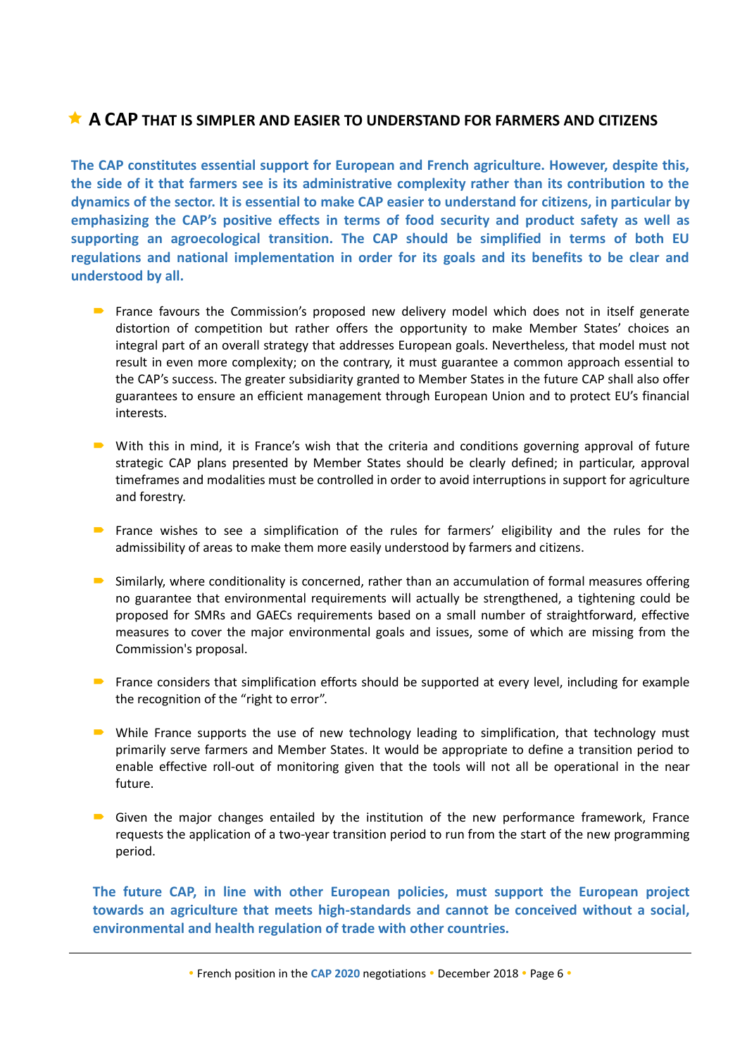## ★ A CAP THAT IS SIMPLER AND EASIER TO UNDERSTAND FOR FARMERS AND CITIZENS

**The CAP constitutes essential support for European and French agriculture. However, despite this, the side of it that farmers see is its administrative complexity rather than its contribution to the dynamics of the sector. It is essential to make CAP easier to understand for citizens, in particular by emphasizing the CAP's positive effects in terms of food security and product safety as well as supporting an agroecological transition. The CAP should be simplified in terms of both EU regulations and national implementation in order for its goals and its benefits to be clear and understood by all.**

- France favours the Commission's proposed new delivery model which does not in itself generate distortion of competition but rather offers the opportunity to make Member States' choices an integral part of an overall strategy that addresses European goals. Nevertheless, that model must not result in even more complexity; on the contrary, it must guarantee a common approach essential to the CAP's success. The greater subsidiarity granted to Member States in the future CAP shall also offer guarantees to ensure an efficient management through European Union and to protect EU's financial interests.

- With this in mind, it is France's wish that the criteria and conditions governing approval of future strategic CAP plans presented by Member States should be clearly defined; in particular, approval timeframes and modalities must be controlled in order to avoid interruptions in support for agriculture and forestry.

- France wishes to see a simplification of the rules for farmers' eligibility and the rules for the admissibility of areas to make them more easily understood by farmers and citizens.

- Similarly, where conditionality is concerned, rather than an accumulation of formal measures offering no guarantee that environmental requirements will actually be strengthened, a tightening could be proposed for SMRs and GAECs requirements based on a small number of straightforward, effective measures to cover the major environmental goals and issues, some of which are missing from the Commission's proposal.

- France considers that simplification efforts should be supported at every level, including for example the recognition of the "right to error".

- While France supports the use of new technology leading to simplification, that technology must primarily serve farmers and Member States. It would be appropriate to define a transition period to enable effective roll-out of monitoring given that the tools will not all be operational in the near future.

- Given the major changes entailed by the institution of the new performance framework, France requests the application of a two-year transition period to run from the start of the new programming period.

**The future CAP, in line with other European policies, must support the European project towards an agriculture that meets high-standards and cannot be conceived without a social, environmental and health regulation of trade with other countries.**